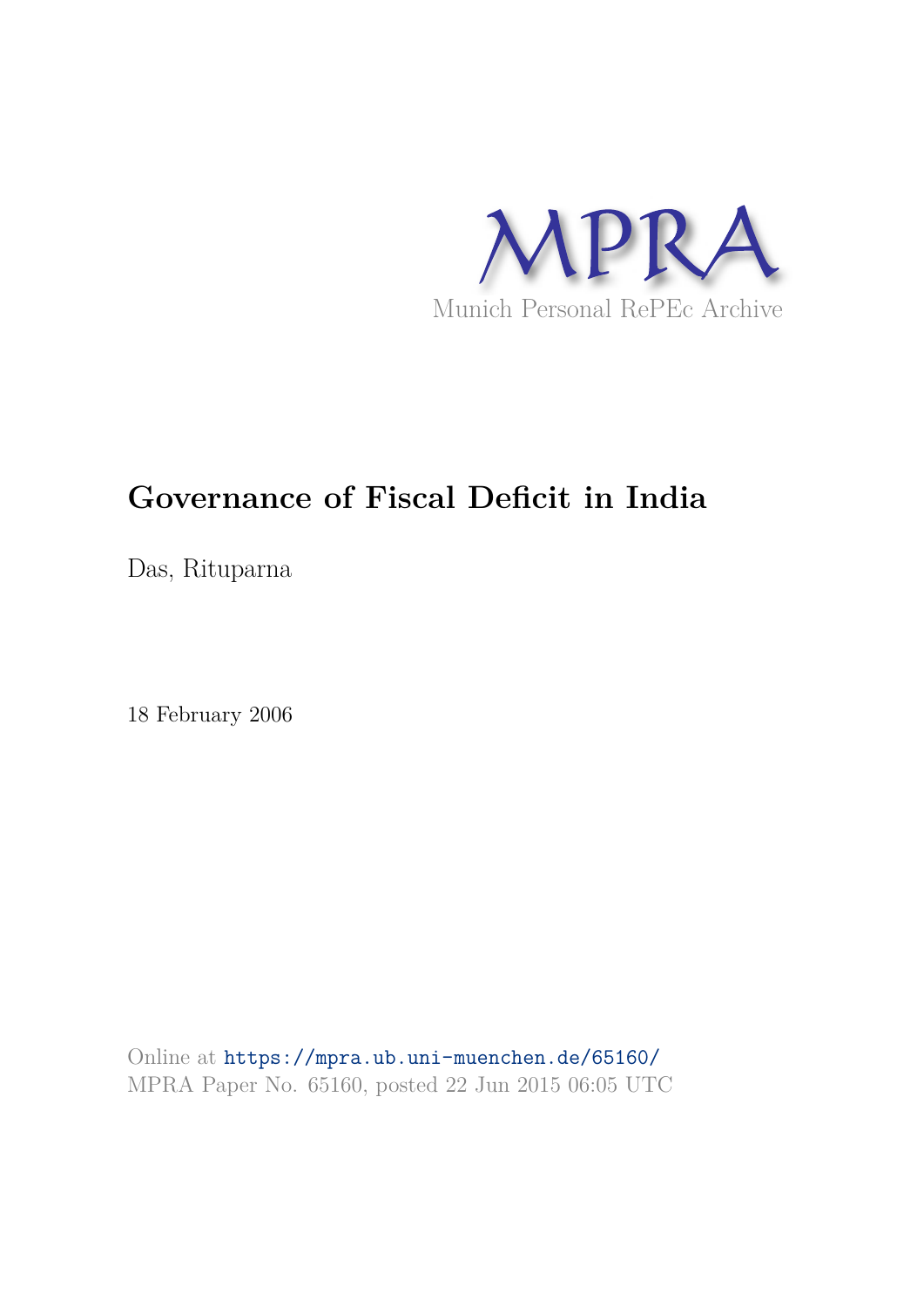MPRA

Munich Personal RePEc Archive

# Governance of Fiscal Deficit in India

Das, Rituparna

18 February 2006

Online at https://mpra.ub.uni-muenchen.de/65160/
MPRA Paper No. 65160, posted 22 Jun 2015 06:05 UTC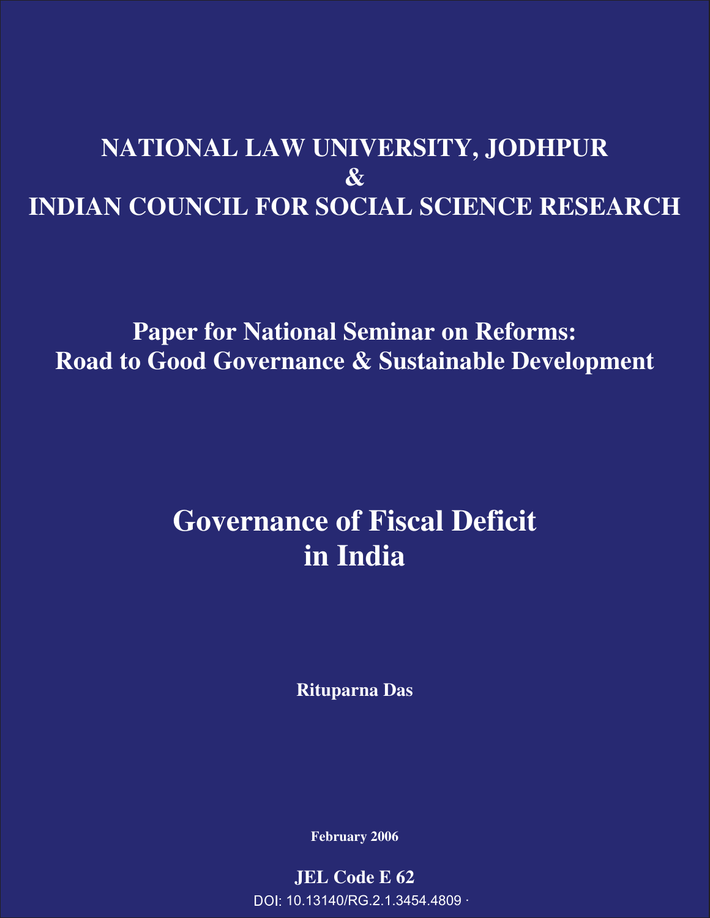# NATIONAL LAW UNIVERSITY, JODHPUR
# &
# INDIAN COUNCIL FOR SOCIAL SCIENCE RESEARCH

## Paper for National Seminar on Reforms: Road to Good Governance & Sustainable Development

# Governance of Fiscal Deficit in India

**Rituparna Das**

**February 2006**

**JEL Code E 62**

DOI: 10.13140/RG.2.1.3454.4809 ·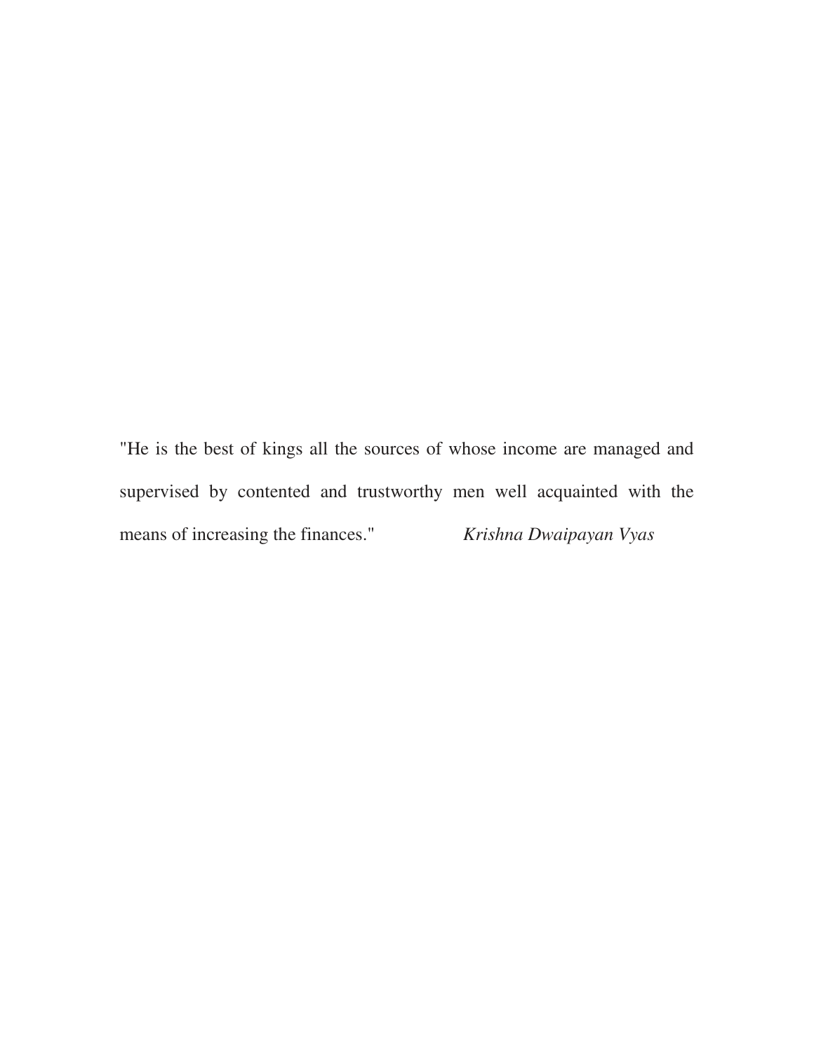"He is the best of kings all the sources of whose income are managed and supervised by contented and trustworthy men well acquainted with the means of increasing the finances." *Krishna Dwaipayan Vyas*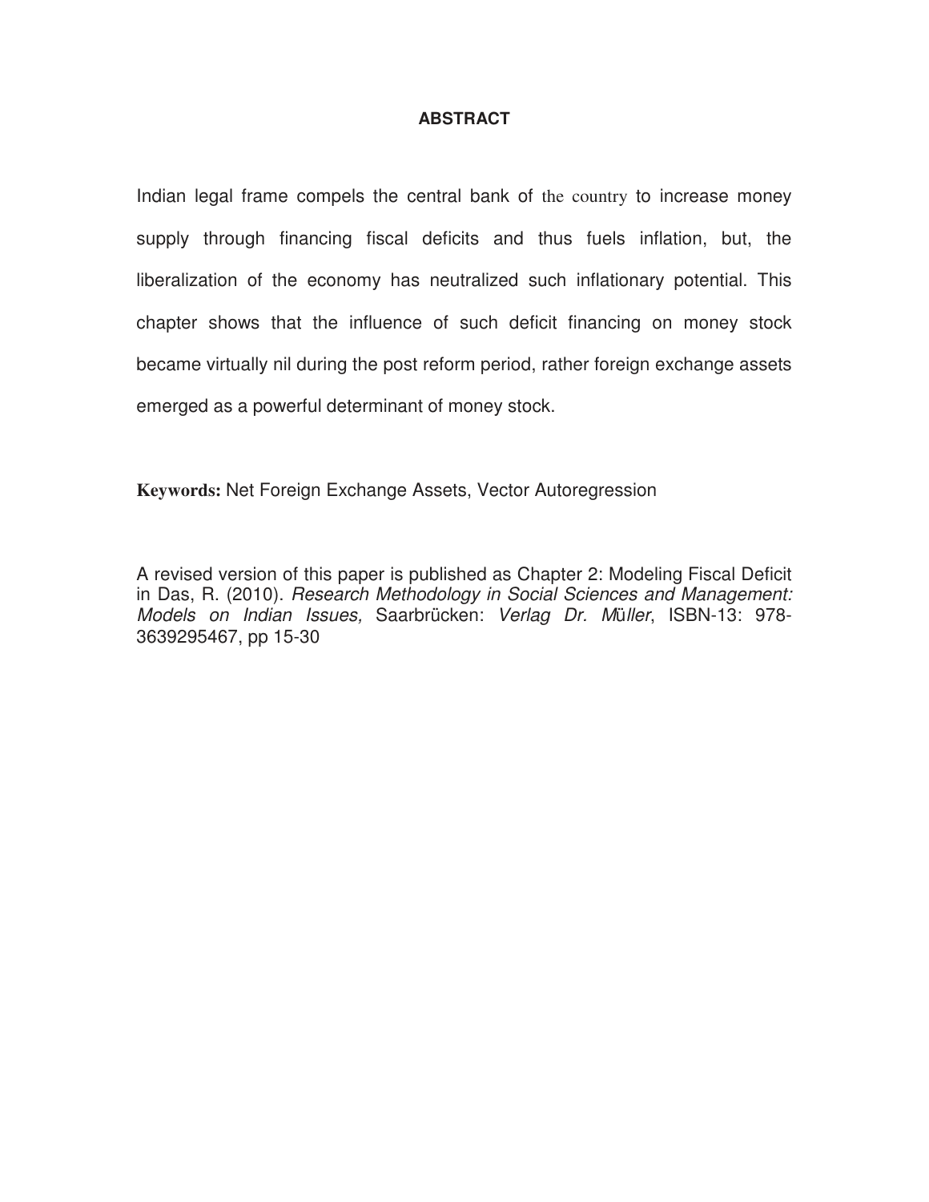**ABSTRACT**

Indian legal frame compels the central bank of the country to increase money supply through financing fiscal deficits and thus fuels inflation, but, the liberalization of the economy has neutralized such inflationary potential. This chapter shows that the influence of such deficit financing on money stock became virtually nil during the post reform period, rather foreign exchange assets emerged as a powerful determinant of money stock.

**Keywords:** Net Foreign Exchange Assets, Vector Autoregression

A revised version of this paper is published as Chapter 2: Modeling Fiscal Deficit in Das, R. (2010). *Research Methodology in Social Sciences and Management: Models on Indian Issues,* Saarbrücken: *Verlag Dr. Müller*, ISBN-13: 978-3639295467, pp 15-30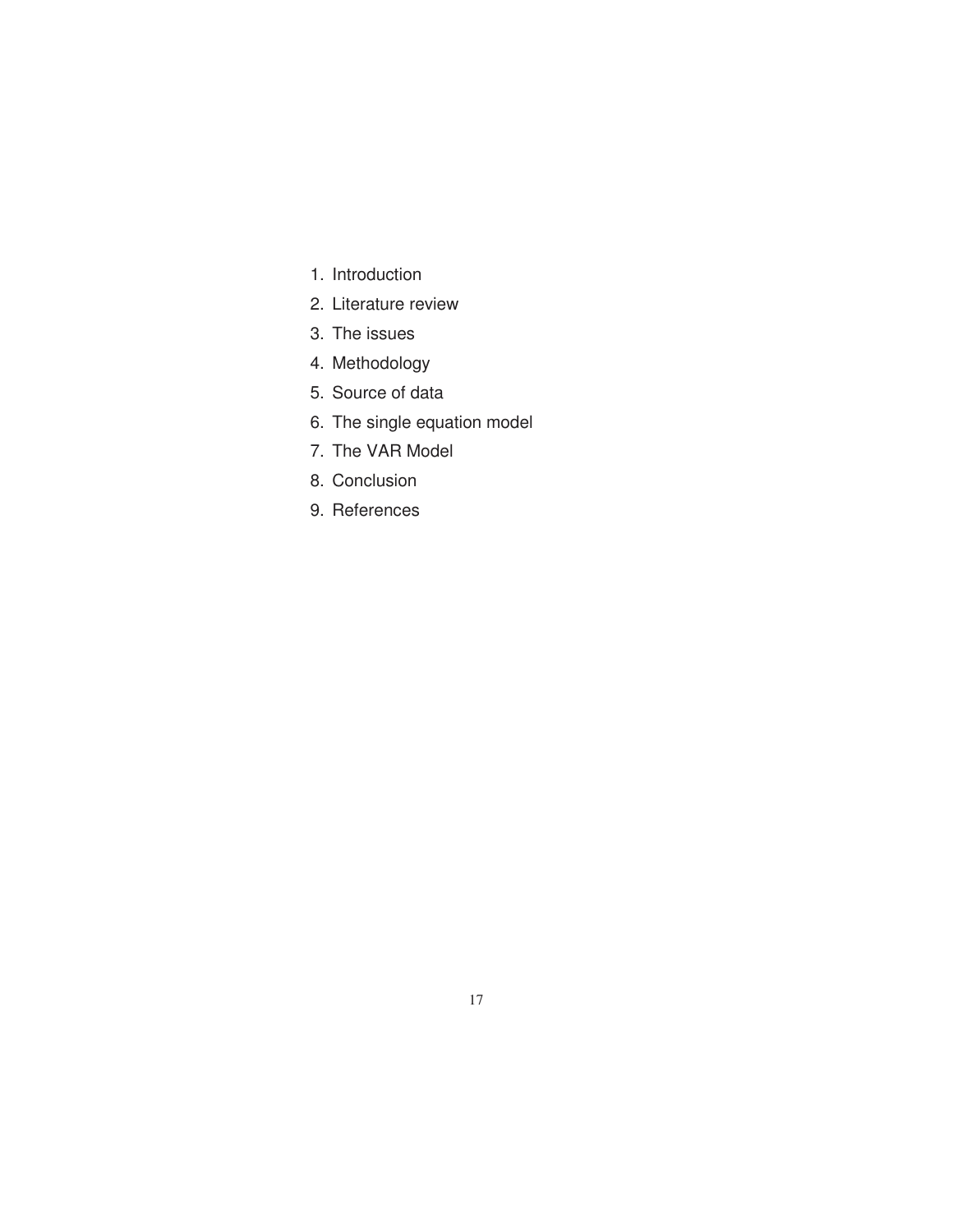1. Introduction
2. Literature review
3. The issues
4. Methodology
5. Source of data
6. The single equation model
7. The VAR Model
8. Conclusion
9. References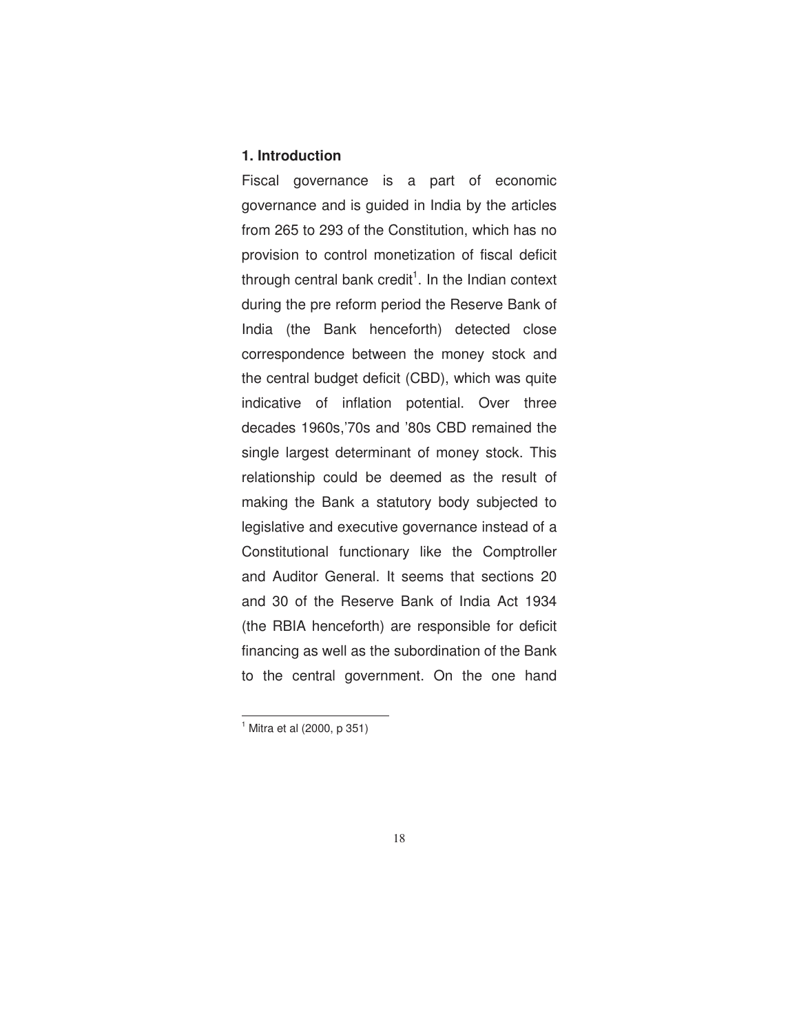## 1. Introduction

Fiscal governance is a part of economic governance and is guided in India by the articles from 265 to 293 of the Constitution, which has no provision to control monetization of fiscal deficit through central bank credit[1]. In the Indian context during the pre reform period the Reserve Bank of India (the Bank henceforth) detected close correspondence between the money stock and the central budget deficit (CBD), which was quite indicative of inflation potential. Over three decades 1960s,'70s and '80s CBD remained the single largest determinant of money stock. This relationship could be deemed as the result of making the Bank a statutory body subjected to legislative and executive governance instead of a Constitutional functionary like the Comptroller and Auditor General. It seems that sections 20 and 30 of the Reserve Bank of India Act 1934 (the RBIA henceforth) are responsible for deficit financing as well as the subordination of the Bank to the central government. On the one hand

[1] Mitra et al (2000, p 351)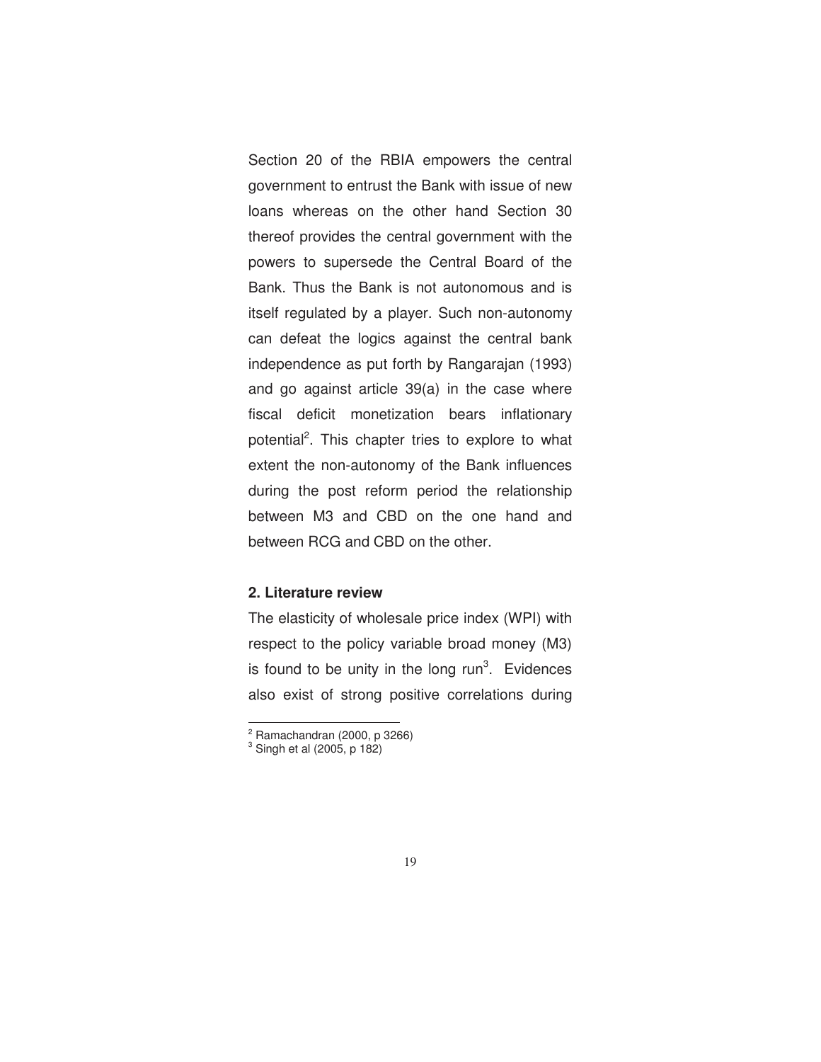Section 20 of the RBIA empowers the central government to entrust the Bank with issue of new loans whereas on the other hand Section 30 thereof provides the central government with the powers to supersede the Central Board of the Bank. Thus the Bank is not autonomous and is itself regulated by a player. Such non-autonomy can defeat the logics against the central bank independence as put forth by Rangarajan (1993) and go against article 39(a) in the case where fiscal deficit monetization bears inflationary potential[2]. This chapter tries to explore to what extent the non-autonomy of the Bank influences during the post reform period the relationship between M3 and CBD on the one hand and between RCG and CBD on the other.

## 2. Literature review

The elasticity of wholesale price index (WPI) with respect to the policy variable broad money (M3) is found to be unity in the long run[3]. Evidences also exist of strong positive correlations during

[2] Ramachandran (2000, p 3266)

[3] Singh et al (2005, p 182)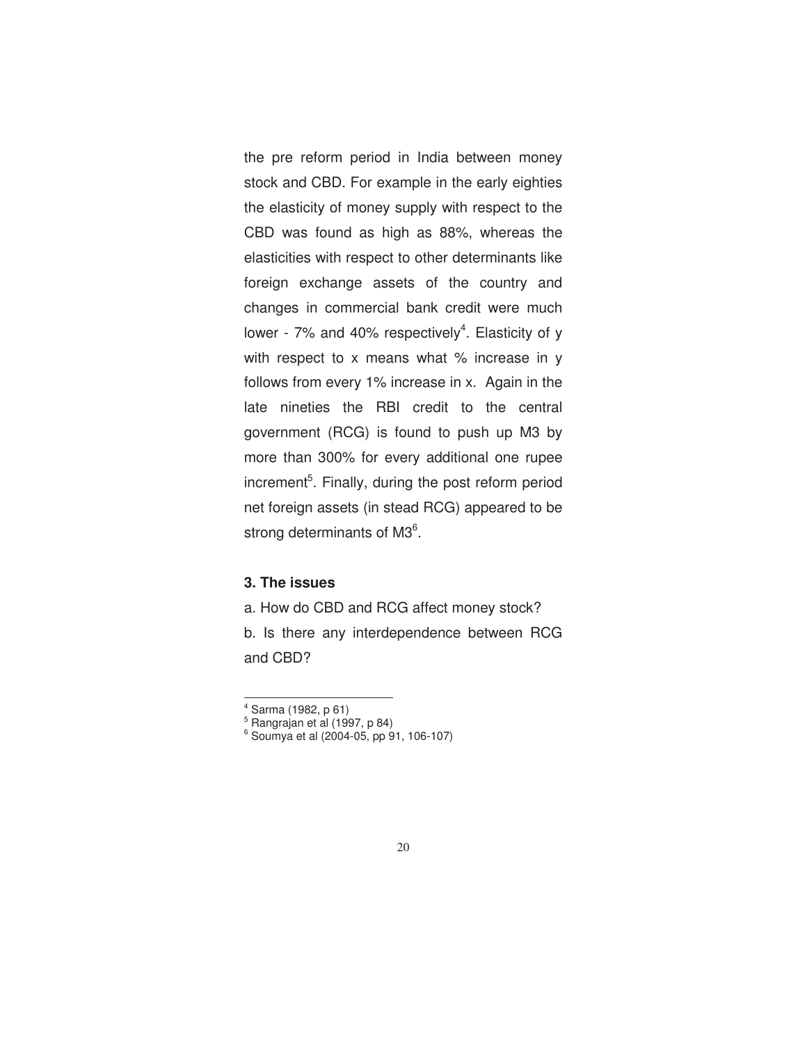the pre reform period in India between money stock and CBD. For example in the early eighties the elasticity of money supply with respect to the CBD was found as high as 88%, whereas the elasticities with respect to other determinants like foreign exchange assets of the country and changes in commercial bank credit were much lower - 7% and 40% respectively[4]. Elasticity of y with respect to x means what % increase in y follows from every 1% increase in x. Again in the late nineties the RBI credit to the central government (RCG) is found to push up M3 by more than 300% for every additional one rupee increment[5]. Finally, during the post reform period net foreign assets (in stead RCG) appeared to be strong determinants of M3[6].

### 3. The issues

a. How do CBD and RCG affect money stock?

b. Is there any interdependence between RCG and CBD?

---

[4] Sarma (1982, p 61)

[5] Rangrajan et al (1997, p 84)

[6] Soumya et al (2004-05, pp 91, 106-107)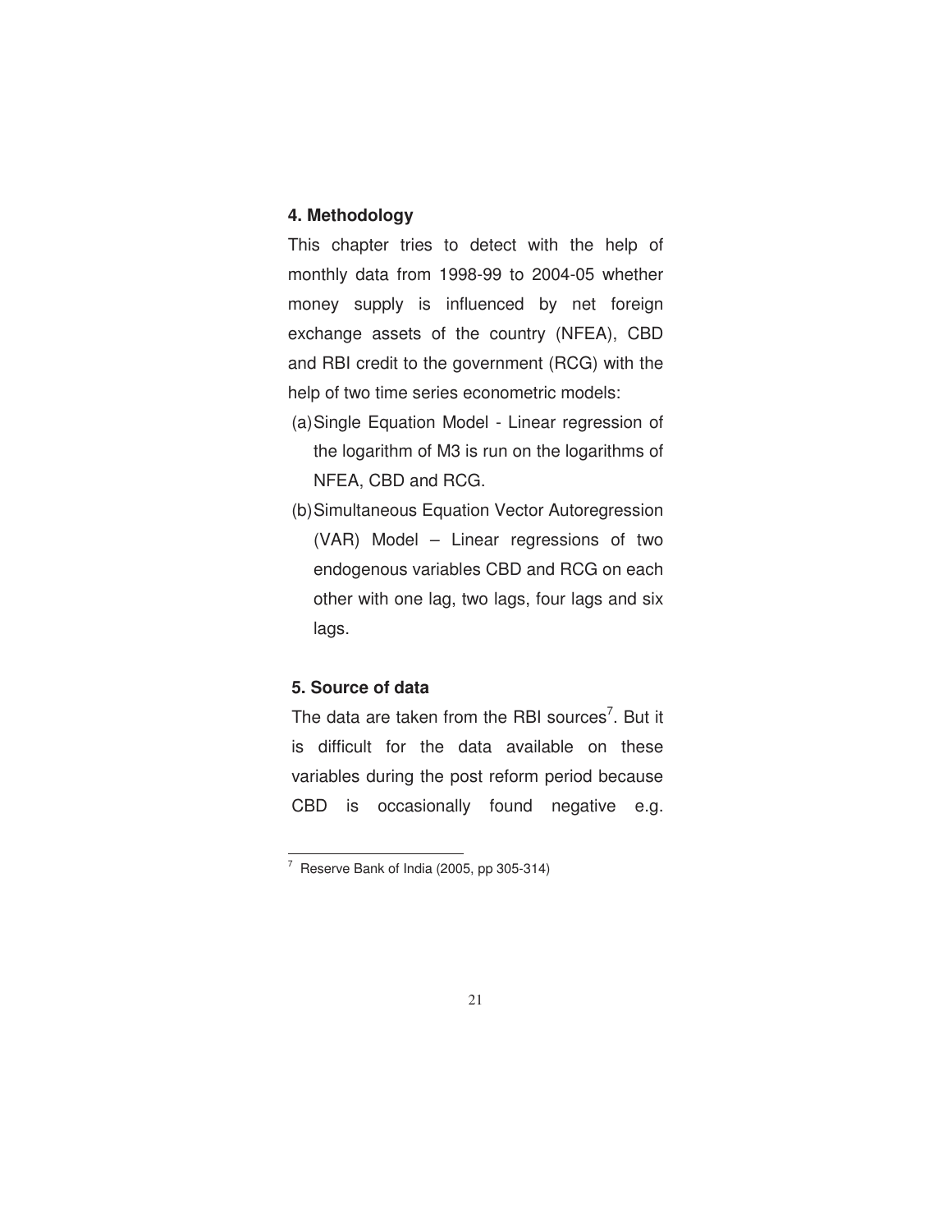## 4. Methodology

This chapter tries to detect with the help of monthly data from 1998-99 to 2004-05 whether money supply is influenced by net foreign exchange assets of the country (NFEA), CBD and RBI credit to the government (RCG) with the help of two time series econometric models:

(a) Single Equation Model - Linear regression of the logarithm of M3 is run on the logarithms of NFEA, CBD and RCG.

(b) Simultaneous Equation Vector Autoregression (VAR) Model – Linear regressions of two endogenous variables CBD and RCG on each other with one lag, two lags, four lags and six lags.

## 5. Source of data

The data are taken from the RBI sources[7]. But it is difficult for the data available on these variables during the post reform period because CBD is occasionally found negative e.g.

[7] Reserve Bank of India (2005, pp 305-314)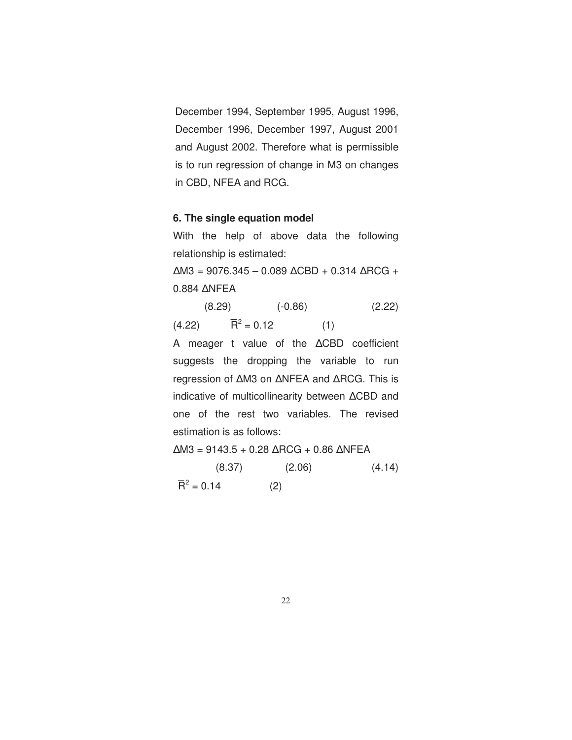December 1994, September 1995, August 1996, December 1996, December 1997, August 2001 and August 2002. Therefore what is permissible is to run regression of change in M3 on changes in CBD, NFEA and RCG.

### 6. The single equation model

With the help of above data the following relationship is estimated:

$$\Delta M3 = 9076.345 - 0.089\ \Delta CBD + 0.314\ \Delta RCG + 0.884\ \Delta NFEA$$

$$(8.29) \qquad (-0.86) \qquad (2.22) \qquad (4.22) \qquad \bar{R}^2 = 0.12 \qquad (1)$$

A meager t value of the ΔCBD coefficient suggests the dropping the variable to run regression of ΔM3 on ΔNFEA and ΔRCG. This is indicative of multicollinearity between ΔCBD and one of the rest two variables. The revised estimation is as follows:

$$\Delta M3 = 9143.5 + 0.28\ \Delta RCG + 0.86\ \Delta NFEA$$

$$(8.37) \qquad (2.06) \qquad (4.14) \qquad \bar{R}^2 = 0.14 \qquad (2)$$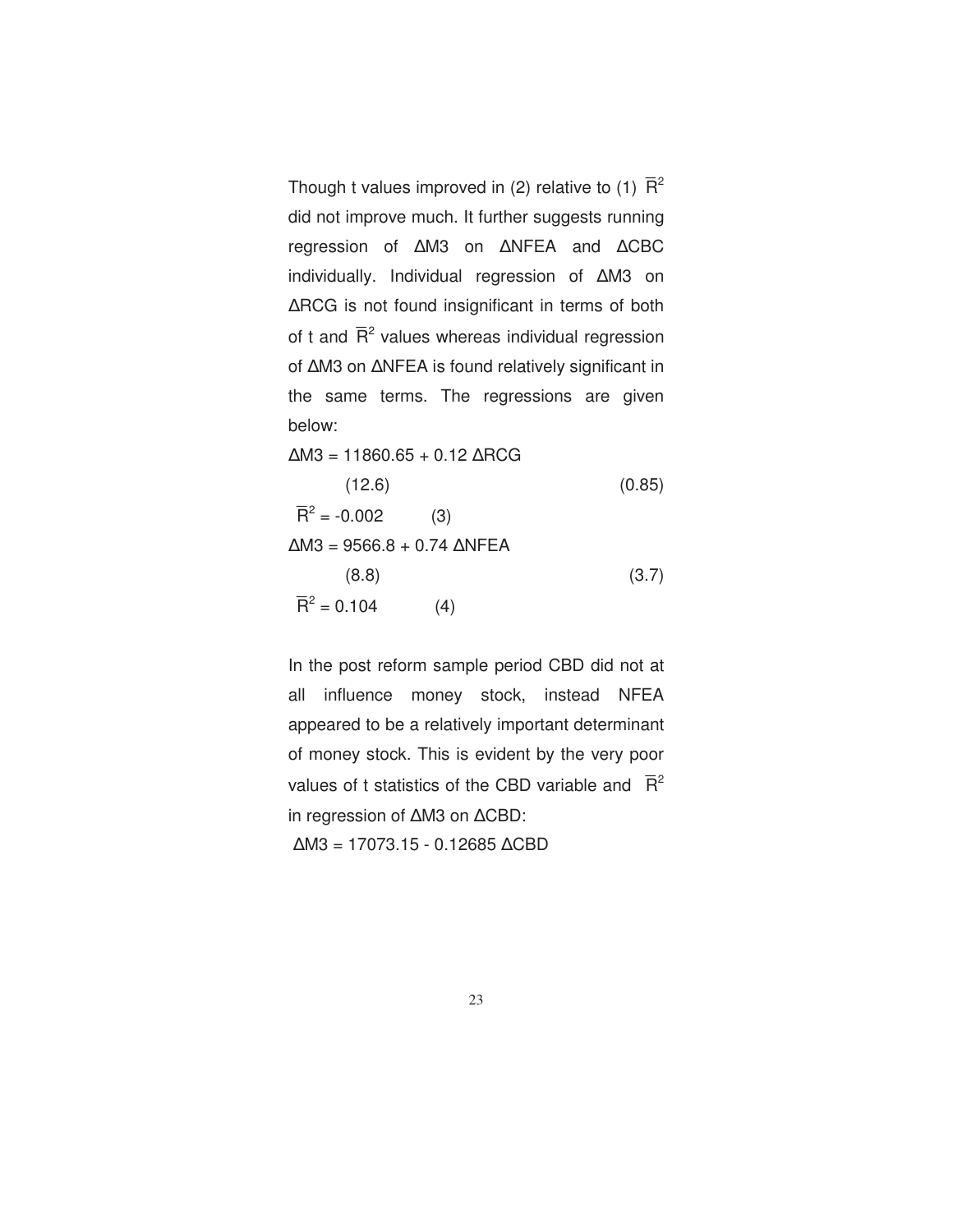Though t values improved in (2) relative to (1) $\overline{R}^2$ did not improve much. It further suggests running regression of ΔM3 on ΔNFEA and ΔCBC individually. Individual regression of ΔM3 on ΔRCG is not found insignificant in terms of both of t and $\overline{R}^2$ values whereas individual regression of ΔM3 on ΔNFEA is found relatively significant in the same terms. The regressions are given below:

$$\Delta M3 = 11860.65 + 0.12\, \Delta RCG$$
$$(12.6) \qquad\qquad\qquad (0.85)$$
$$\overline{R}^2 = -0.002 \qquad (3)$$

$$\Delta M3 = 9566.8 + 0.74\, \Delta NFEA$$
$$(8.8) \qquad\qquad\qquad (3.7)$$
$$\overline{R}^2 = 0.104 \qquad (4)$$

In the post reform sample period CBD did not at all influence money stock, instead NFEA appeared to be a relatively important determinant of money stock. This is evident by the very poor values of t statistics of the CBD variable and $\overline{R}^2$ in regression of ΔM3 on ΔCBD:

$$\Delta M3 = 17073.15 - 0.12685\, \Delta CBD$$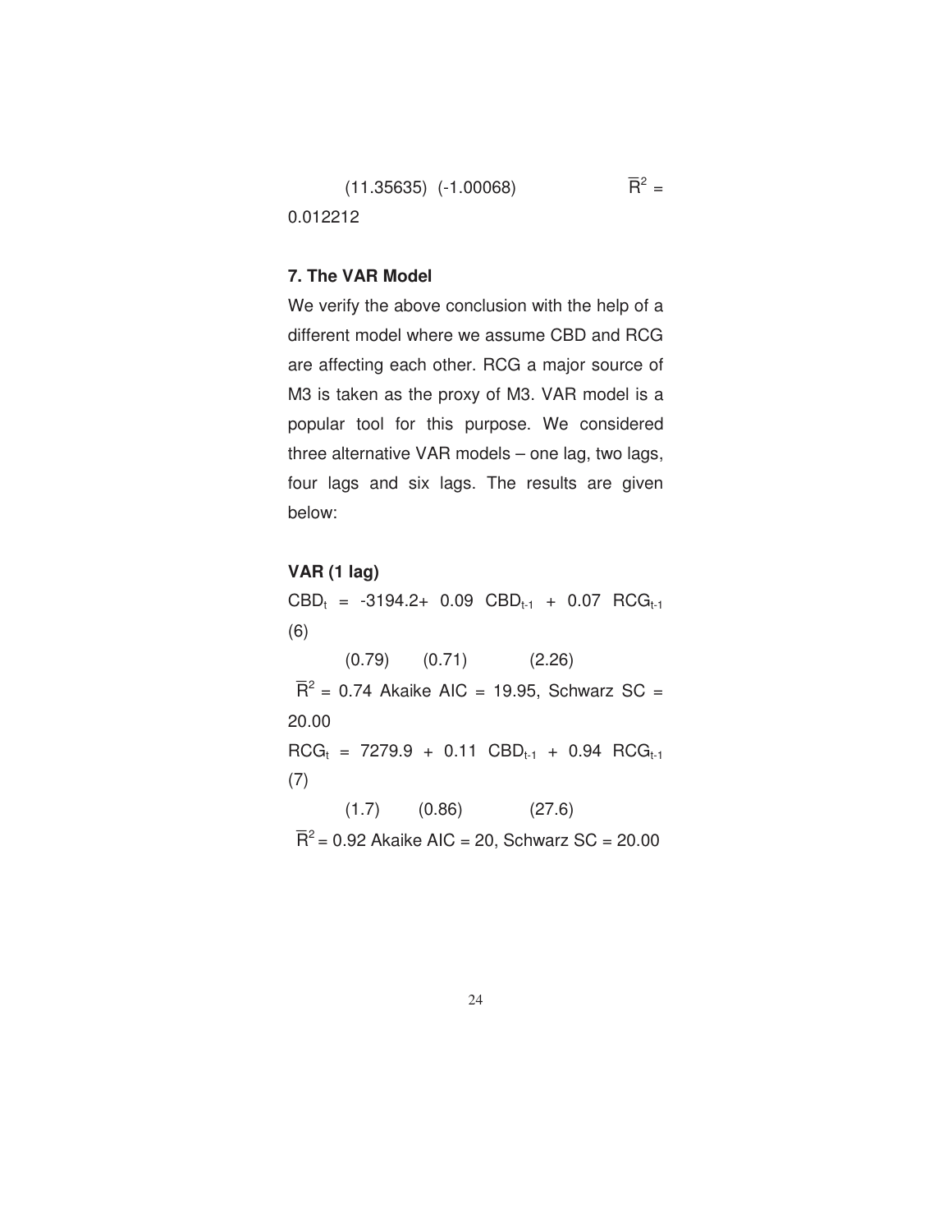(11.35635) (-1.00068) $\overline{R}^2$ = 0.012212

## 7. The VAR Model

We verify the above conclusion with the help of a different model where we assume CBD and RCG are affecting each other. RCG a major source of M3 is taken as the proxy of M3. VAR model is a popular tool for this purpose. We considered three alternative VAR models – one lag, two lags, four lags and six lags. The results are given below:

**VAR (1 lag)**

$$CBD_t = -3194.2 + 0.09\ CBD_{t-1} + 0.07\ RCG_{t-1} \quad (6)$$

(0.79) (0.71) (2.26)

$\overline{R}^2$ = 0.74 Akaike AIC = 19.95, Schwarz SC = 20.00

$$RCG_t = 7279.9 + 0.11\ CBD_{t-1} + 0.94\ RCG_{t-1} \quad (7)$$

(1.7) (0.86) (27.6)

$\overline{R}^2$ = 0.92 Akaike AIC = 20, Schwarz SC = 20.00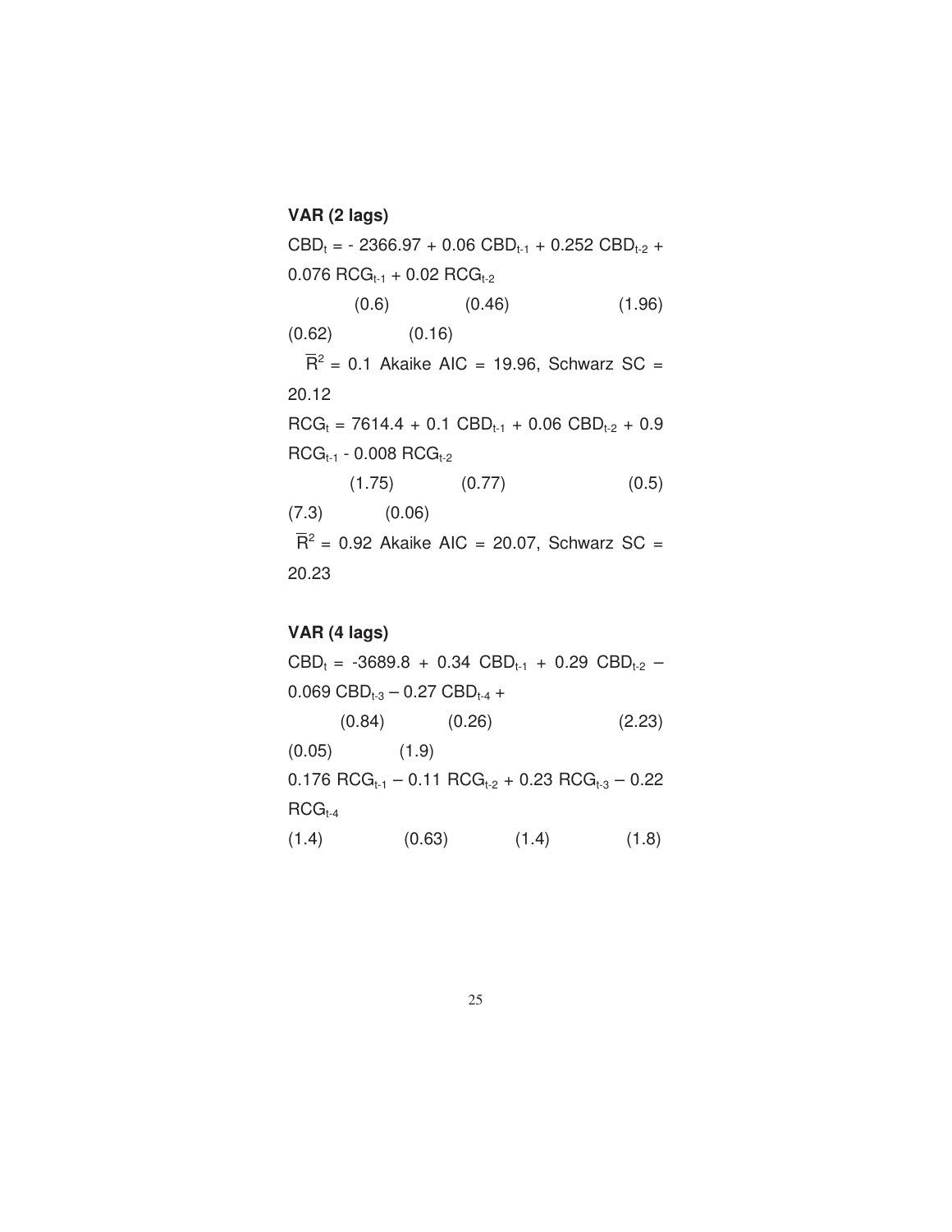**VAR (2 lags)**

$$CBD_t = -2366.97 + 0.06\, CBD_{t-1} + 0.252\, CBD_{t-2} + 0.076\, RCG_{t-1} + 0.02\, RCG_{t-2}$$

(0.6) (0.46) (1.96) (0.62) (0.16)

$\overline{R}^2 = 0.1$ Akaike AIC = 19.96, Schwarz SC = 20.12

$$RCG_t = 7614.4 + 0.1\, CBD_{t-1} + 0.06\, CBD_{t-2} + 0.9\, RCG_{t-1} - 0.008\, RCG_{t-2}$$

(1.75) (0.77) (0.5) (7.3) (0.06)

$\overline{R}^2 = 0.92$ Akaike AIC = 20.07, Schwarz SC = 20.23

**VAR (4 lags)**

$$CBD_t = -3689.8 + 0.34\, CBD_{t-1} + 0.29\, CBD_{t-2} - 0.069\, CBD_{t-3} - 0.27\, CBD_{t-4} +$$

(0.84) (0.26) (2.23) (0.05) (1.9)

$$0.176\, RCG_{t-1} - 0.11\, RCG_{t-2} + 0.23\, RCG_{t-3} - 0.22\, RCG_{t-4}$$

(1.4) (0.63) (1.4) (1.8)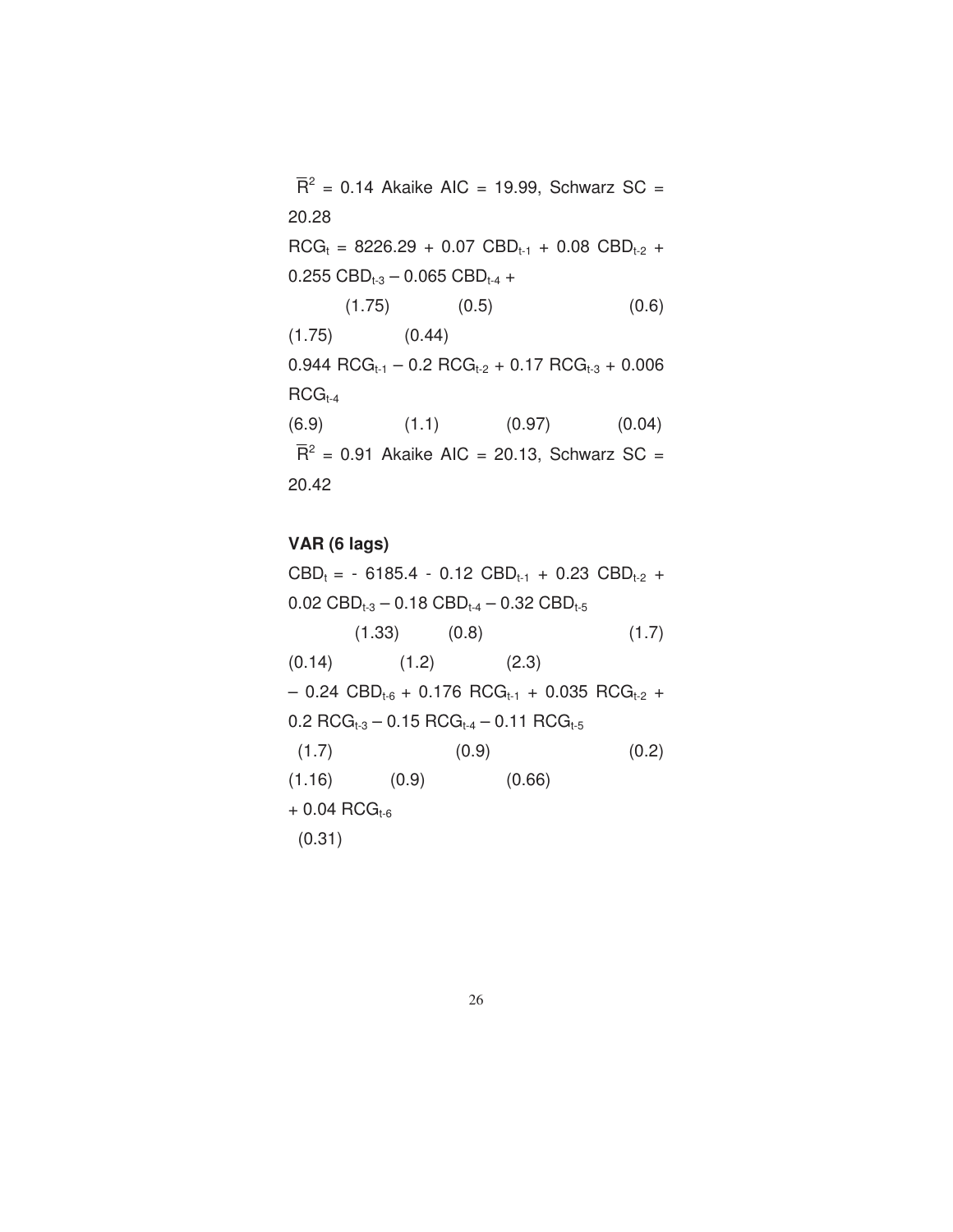$\overline{R}^2 = 0.14$ Akaike AIC = 19.99, Schwarz SC = 20.28

$RCG_t = 8226.29 + 0.07\ CBD_{t-1} + 0.08\ CBD_{t-2} + 0.255\ CBD_{t-3} - 0.065\ CBD_{t-4} +$

(1.75) (0.5) (0.6) (1.75) (0.44)

$0.944\ RCG_{t-1} - 0.2\ RCG_{t-2} + 0.17\ RCG_{t-3} + 0.006\ RCG_{t-4}$

(6.9) (1.1) (0.97) (0.04)

$\overline{R}^2 = 0.91$ Akaike AIC = 20.13, Schwarz SC = 20.42

**VAR (6 lags)**

$CBD_t = -\ 6185.4 - 0.12\ CBD_{t-1} + 0.23\ CBD_{t-2} + 0.02\ CBD_{t-3} - 0.18\ CBD_{t-4} - 0.32\ CBD_{t-5}$

(1.33) (0.8) (1.7) (0.14) (1.2) (2.3)

$-\ 0.24\ CBD_{t-6} + 0.176\ RCG_{t-1} + 0.035\ RCG_{t-2} + 0.2\ RCG_{t-3} - 0.15\ RCG_{t-4} - 0.11\ RCG_{t-5}$

(1.7) (0.9) (0.2) (1.16) (0.9) (0.66)

$+\ 0.04\ RCG_{t-6}$

(0.31)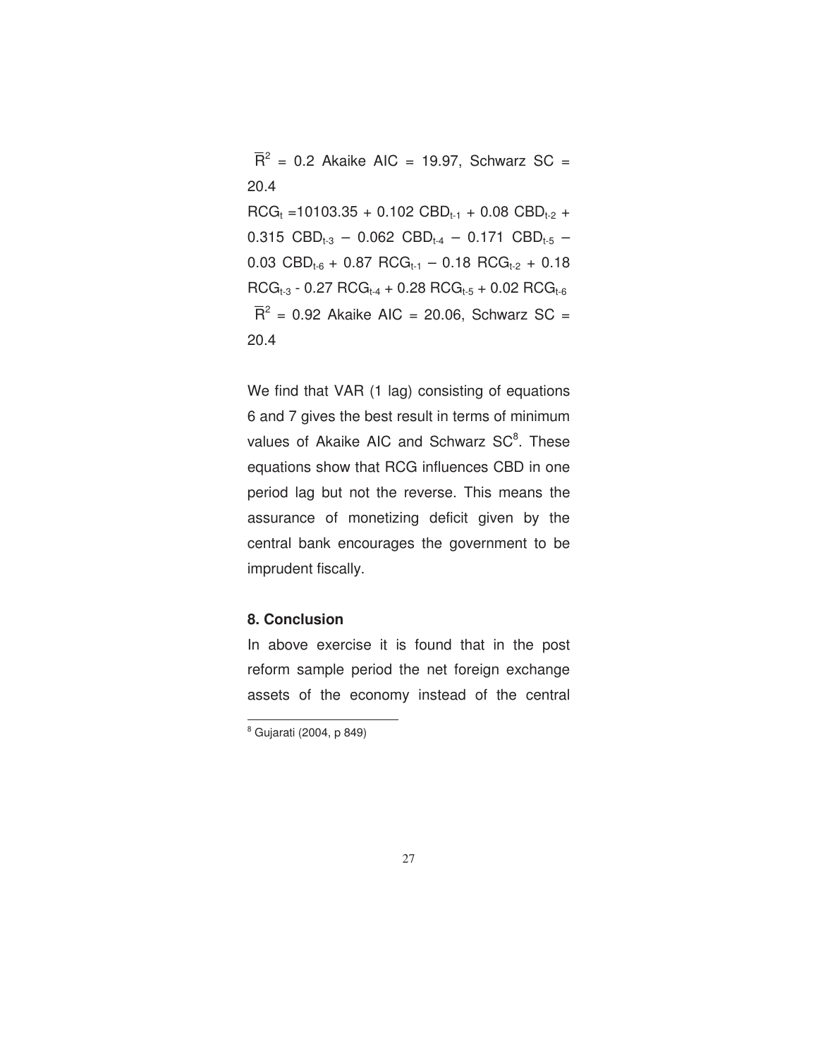$\overline{R}^2 = 0.2$ Akaike AIC = 19.97, Schwarz SC = 20.4

$RCG_t = 10103.35 + 0.102\ CBD_{t-1} + 0.08\ CBD_{t-2} + 0.315\ CBD_{t-3} - 0.062\ CBD_{t-4} - 0.171\ CBD_{t-5} - 0.03\ CBD_{t-6} + 0.87\ RCG_{t-1} - 0.18\ RCG_{t-2} + 0.18\ RCG_{t-3} - 0.27\ RCG_{t-4} + 0.28\ RCG_{t-5} + 0.02\ RCG_{t-6}$

$\overline{R}^2 = 0.92$ Akaike AIC = 20.06, Schwarz SC = 20.4

We find that VAR (1 lag) consisting of equations 6 and 7 gives the best result in terms of minimum values of Akaike AIC and Schwarz SC[8]. These equations show that RCG influences CBD in one period lag but not the reverse. This means the assurance of monetizing deficit given by the central bank encourages the government to be imprudent fiscally.

## 8. Conclusion

In above exercise it is found that in the post reform sample period the net foreign exchange assets of the economy instead of the central

[8] Gujarati (2004, p 849)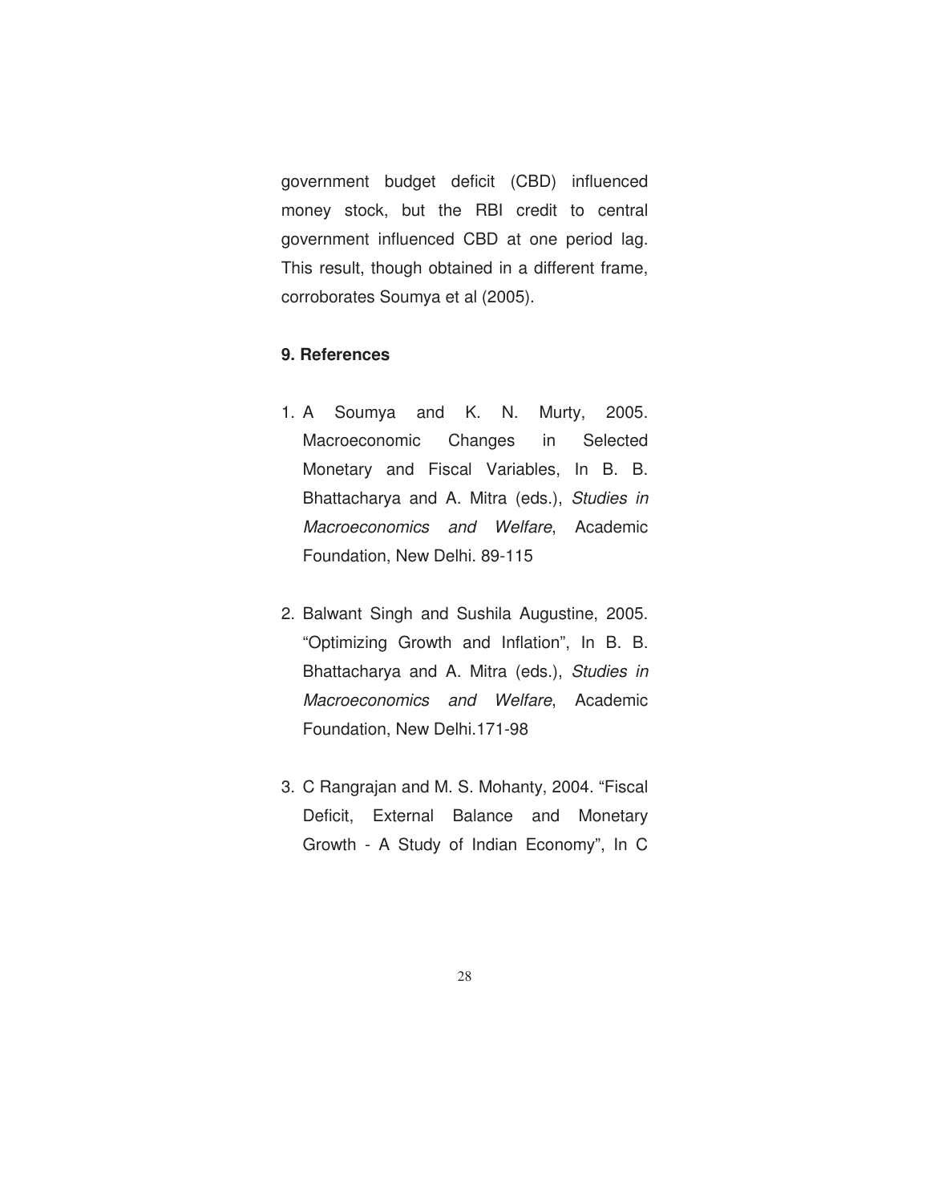government budget deficit (CBD) influenced money stock, but the RBI credit to central government influenced CBD at one period lag. This result, though obtained in a different frame, corroborates Soumya et al (2005).

## 9. References

1. A Soumya and K. N. Murty, 2005. Macroeconomic Changes in Selected Monetary and Fiscal Variables, In B. B. Bhattacharya and A. Mitra (eds.), *Studies in Macroeconomics and Welfare*, Academic Foundation, New Delhi. 89-115

2. Balwant Singh and Sushila Augustine, 2005. "Optimizing Growth and Inflation", In B. B. Bhattacharya and A. Mitra (eds.), *Studies in Macroeconomics and Welfare*, Academic Foundation, New Delhi.171-98

3. C Rangrajan and M. S. Mohanty, 2004. "Fiscal Deficit, External Balance and Monetary Growth - A Study of Indian Economy", In C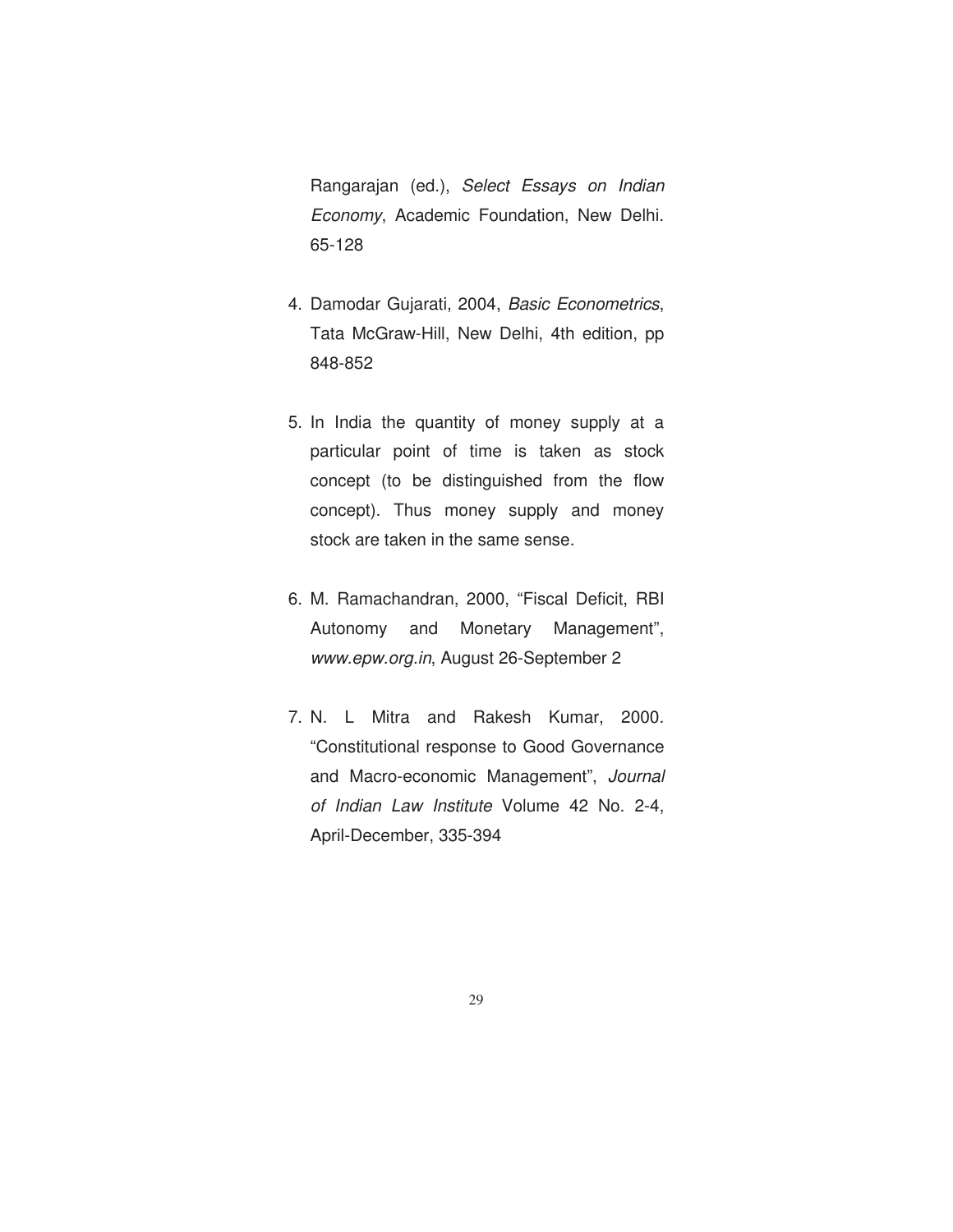Rangarajan (ed.), *Select Essays on Indian Economy*, Academic Foundation, New Delhi. 65-128

4. Damodar Gujarati, 2004, *Basic Econometrics*, Tata McGraw-Hill, New Delhi, 4th edition, pp 848-852

5. In India the quantity of money supply at a particular point of time is taken as stock concept (to be distinguished from the flow concept). Thus money supply and money stock are taken in the same sense.

6. M. Ramachandran, 2000, "Fiscal Deficit, RBI Autonomy and Monetary Management", *www.epw.org.in*, August 26-September 2

7. N. L Mitra and Rakesh Kumar, 2000. "Constitutional response to Good Governance and Macro-economic Management", *Journal of Indian Law Institute* Volume 42 No. 2-4, April-December, 335-394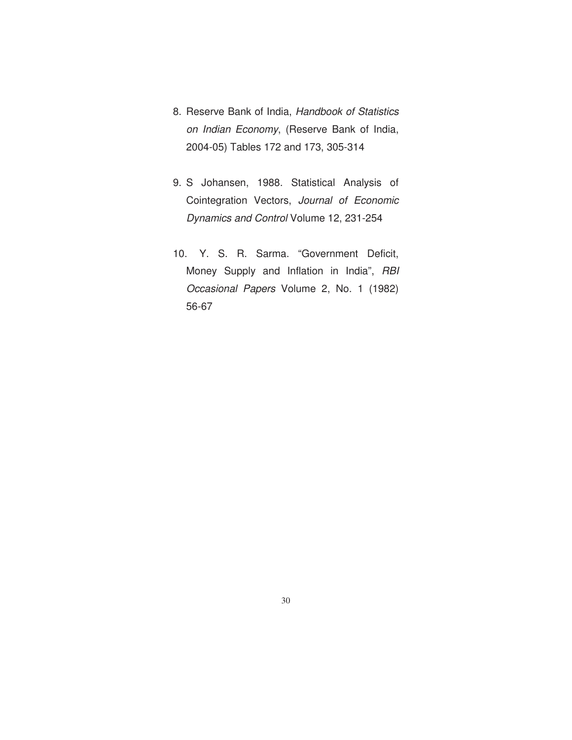8. Reserve Bank of India, *Handbook of Statistics on Indian Economy*, (Reserve Bank of India, 2004-05) Tables 172 and 173, 305-314

9. S Johansen, 1988. Statistical Analysis of Cointegration Vectors, *Journal of Economic Dynamics and Control* Volume 12, 231-254

10. Y. S. R. Sarma. "Government Deficit, Money Supply and Inflation in India", *RBI Occasional Papers* Volume 2, No. 1 (1982) 56-67